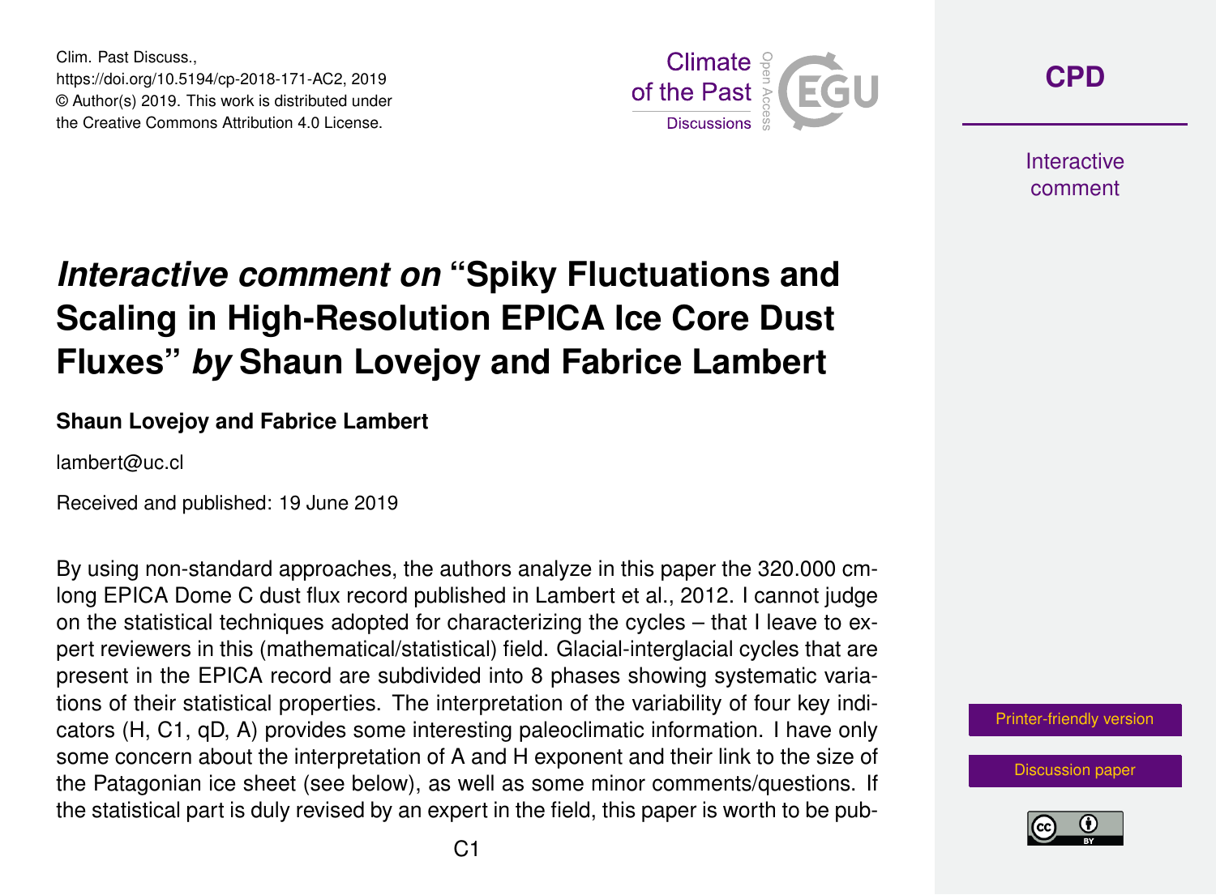# *Interactive comment on* "Spiky Fluctuations and Scaling in High-Resolution EPICA Ice Core Dust Fluxes" *by* Shaun Lovejoy and Fabrice Lambert

**Shaun Lovejoy and Fabrice Lambert**

lambert@uc.cl

Received and published: 19 June 2019

By using non-standard approaches, the authors analyze in this paper the 320.000 cm-long EPICA Dome C dust flux record published in Lambert et al., 2012. I cannot judge on the statistical techniques adopted for characterizing the cycles – that I leave to expert reviewers in this (mathematical/statistical) field. Glacial-interglacial cycles that are present in the EPICA record are subdivided into 8 phases showing systematic variations of their statistical properties. The interpretation of the variability of four key indicators (H, C1, qD, A) provides some interesting paleoclimatic information. I have only some concern about the interpretation of A and H exponent and their link to the size of the Patagonian ice sheet (see below), as well as some minor comments/questions. If the statistical part is duly revised by an expert in the field, this paper is worth to be pub-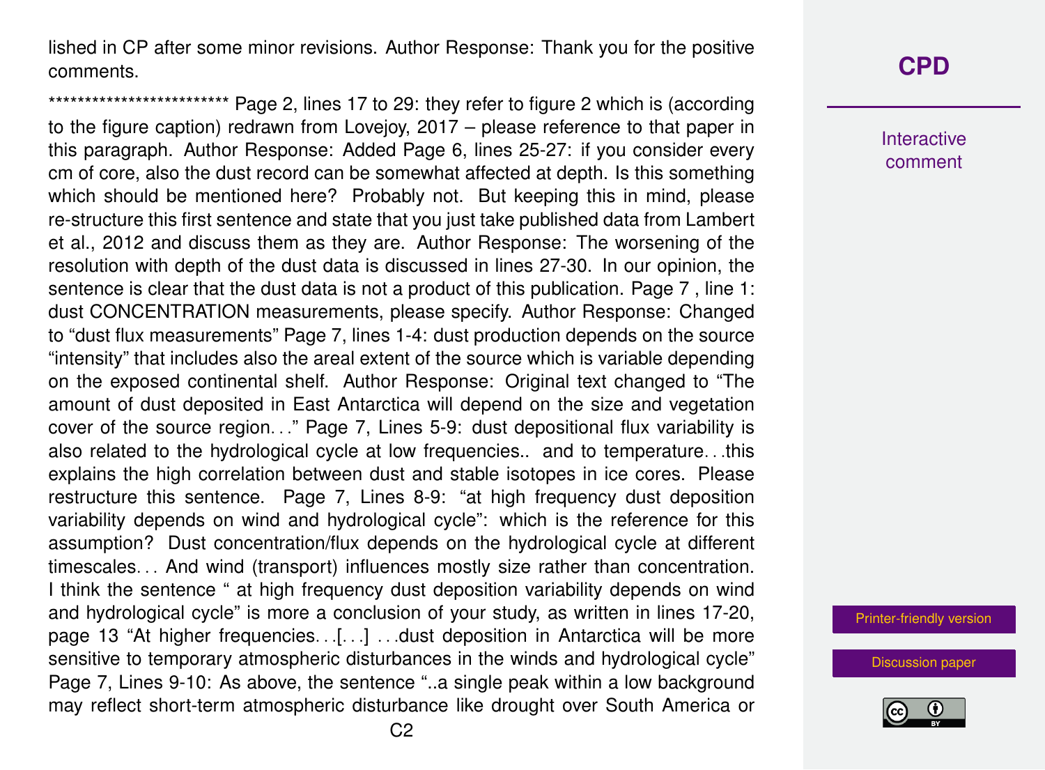lished in CP after some minor revisions. Author Response: Thank you for the positive comments.

************************* Page 2, lines 17 to 29: they refer to figure 2 which is (according to the figure caption) redrawn from Lovejoy, 2017 – please reference to that paper in this paragraph. Author Response: Added Page 6, lines 25-27: if you consider every cm of core, also the dust record can be somewhat affected at depth. Is this something which should be mentioned here? Probably not. But keeping this in mind, please re-structure this first sentence and state that you just take published data from Lambert et al., 2012 and discuss them as they are. Author Response: The worsening of the resolution with depth of the dust data is discussed in lines 27-30. In our opinion, the sentence is clear that the dust data is not a product of this publication. Page 7 , line 1: dust CONCENTRATION measurements, please specify. Author Response: Changed to "dust flux measurements" Page 7, lines 1-4: dust production depends on the source "intensity" that includes also the areal extent of the source which is variable depending on the exposed continental shelf. Author Response: Original text changed to "The amount of dust deposited in East Antarctica will depend on the size and vegetation cover of the source region. . ." Page 7, Lines 5-9: dust depositional flux variability is also related to the hydrological cycle at low frequencies.. and to temperature. . .this explains the high correlation between dust and stable isotopes in ice cores. Please restructure this sentence. Page 7, Lines 8-9: "at high frequency dust deposition variability depends on wind and hydrological cycle": which is the reference for this assumption? Dust concentration/flux depends on the hydrological cycle at different timescales. . . And wind (transport) influences mostly size rather than concentration. I think the sentence " at high frequency dust deposition variability depends on wind and hydrological cycle" is more a conclusion of your study, as written in lines 17-20, page 13 "At higher frequencies. . .[. . .] . . .dust deposition in Antarctica will be more sensitive to temporary atmospheric disturbances in the winds and hydrological cycle" Page 7, Lines 9-10: As above, the sentence "..a single peak within a low background may reflect short-term atmospheric disturbance like drought over South America or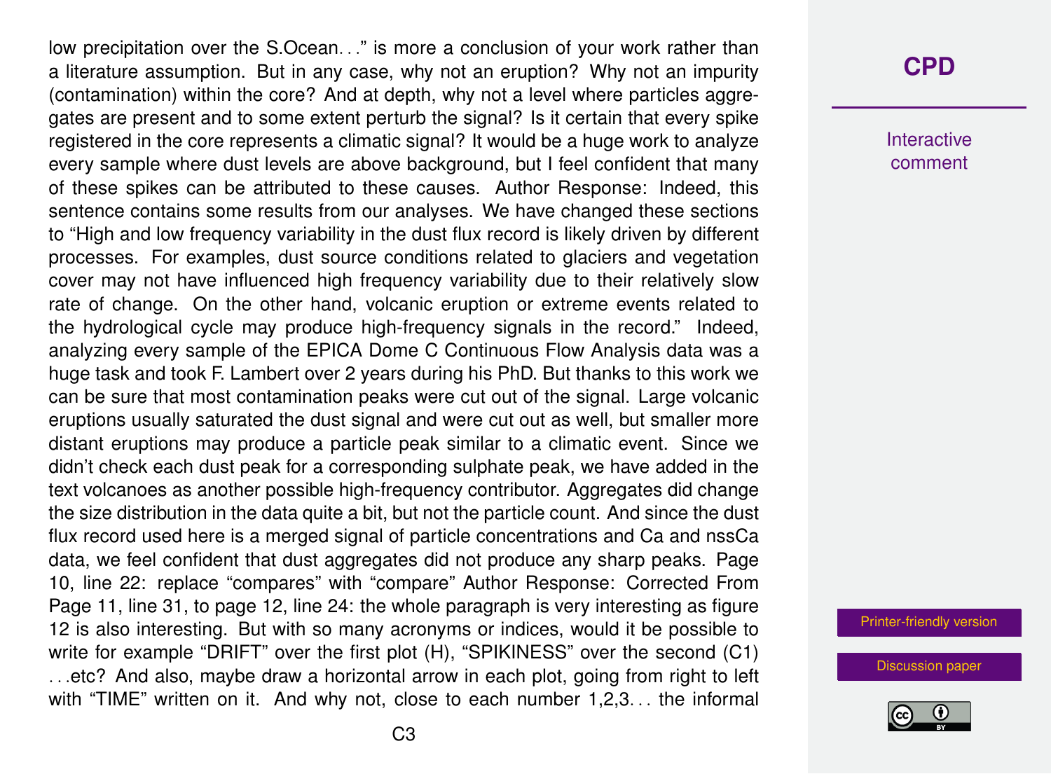low precipitation over the S.Ocean…" is more a conclusion of your work rather than a literature assumption. But in any case, why not an eruption? Why not an impurity (contamination) within the core? And at depth, why not a level where particles aggregates are present and to some extent perturb the signal? Is it certain that every spike registered in the core represents a climatic signal? It would be a huge work to analyze every sample where dust levels are above background, but I feel confident that many of these spikes can be attributed to these causes. Author Response: Indeed, this sentence contains some results from our analyses. We have changed these sections to "High and low frequency variability in the dust flux record is likely driven by different processes. For examples, dust source conditions related to glaciers and vegetation cover may not have influenced high frequency variability due to their relatively slow rate of change. On the other hand, volcanic eruption or extreme events related to the hydrological cycle may produce high-frequency signals in the record." Indeed, analyzing every sample of the EPICA Dome C Continuous Flow Analysis data was a huge task and took F. Lambert over 2 years during his PhD. But thanks to this work we can be sure that most contamination peaks were cut out of the signal. Large volcanic eruptions usually saturated the dust signal and were cut out as well, but smaller more distant eruptions may produce a particle peak similar to a climatic event. Since we didn't check each dust peak for a corresponding sulphate peak, we have added in the text volcanoes as another possible high-frequency contributor. Aggregates did change the size distribution in the data quite a bit, but not the particle count. And since the dust flux record used here is a merged signal of particle concentrations and Ca and nssCa data, we feel confident that dust aggregates did not produce any sharp peaks. Page 10, line 22: replace "compares" with "compare" Author Response: Corrected From Page 11, line 31, to page 12, line 24: the whole paragraph is very interesting as figure 12 is also interesting. But with so many acronyms or indices, would it be possible to write for example "DRIFT" over the first plot (H), "SPIKINESS" over the second (C1) …etc? And also, maybe draw a horizontal arrow in each plot, going from right to left with "TIME" written on it. And why not, close to each number 1,2,3… the informal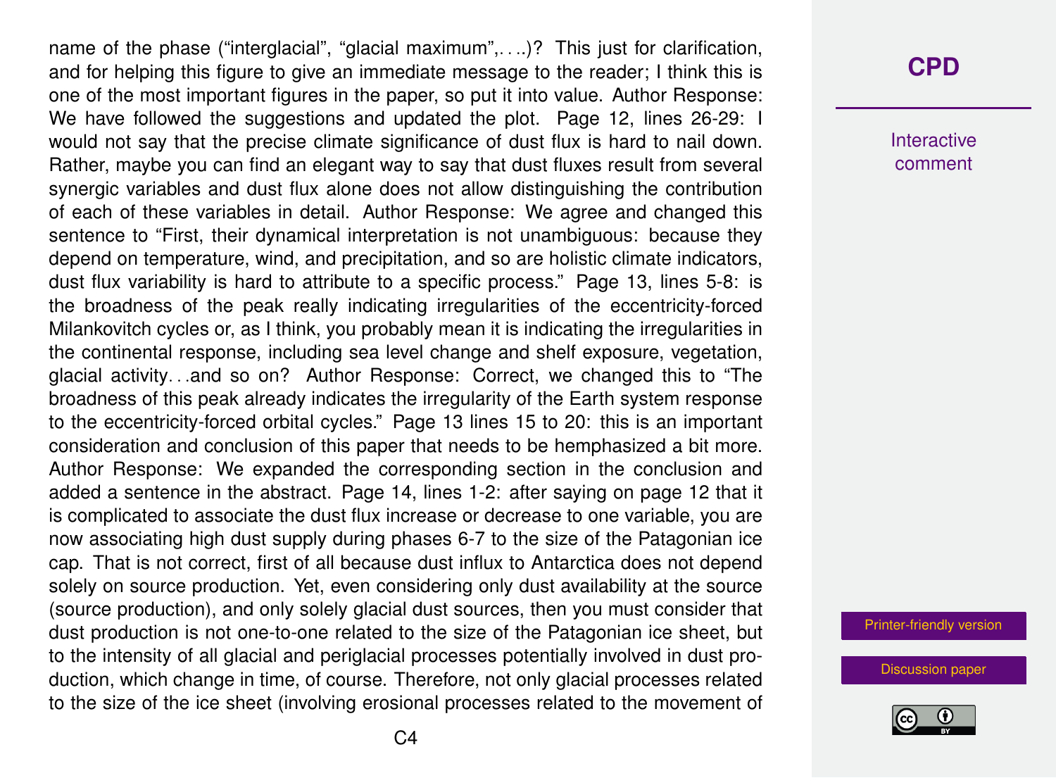name of the phase ("interglacial", "glacial maximum",….)? This just for clarification, and for helping this figure to give an immediate message to the reader; I think this is one of the most important figures in the paper, so put it into value. Author Response: We have followed the suggestions and updated the plot. Page 12, lines 26-29: I would not say that the precise climate significance of dust flux is hard to nail down. Rather, maybe you can find an elegant way to say that dust fluxes result from several synergic variables and dust flux alone does not allow distinguishing the contribution of each of these variables in detail. Author Response: We agree and changed this sentence to "First, their dynamical interpretation is not unambiguous: because they depend on temperature, wind, and precipitation, and so are holistic climate indicators, dust flux variability is hard to attribute to a specific process." Page 13, lines 5-8: is the broadness of the peak really indicating irregularities of the eccentricity-forced Milankovitch cycles or, as I think, you probably mean it is indicating the irregularities in the continental response, including sea level change and shelf exposure, vegetation, glacial activity…and so on? Author Response: Correct, we changed this to "The broadness of this peak already indicates the irregularity of the Earth system response to the eccentricity-forced orbital cycles." Page 13 lines 15 to 20: this is an important consideration and conclusion of this paper that needs to be hemphasized a bit more. Author Response: We expanded the corresponding section in the conclusion and added a sentence in the abstract. Page 14, lines 1-2: after saying on page 12 that it is complicated to associate the dust flux increase or decrease to one variable, you are now associating high dust supply during phases 6-7 to the size of the Patagonian ice cap. That is not correct, first of all because dust influx to Antarctica does not depend solely on source production. Yet, even considering only dust availability at the source (source production), and only solely glacial dust sources, then you must consider that dust production is not one-to-one related to the size of the Patagonian ice sheet, but to the intensity of all glacial and periglacial processes potentially involved in dust production, which change in time, of course. Therefore, not only glacial processes related to the size of the ice sheet (involving erosional processes related to the movement of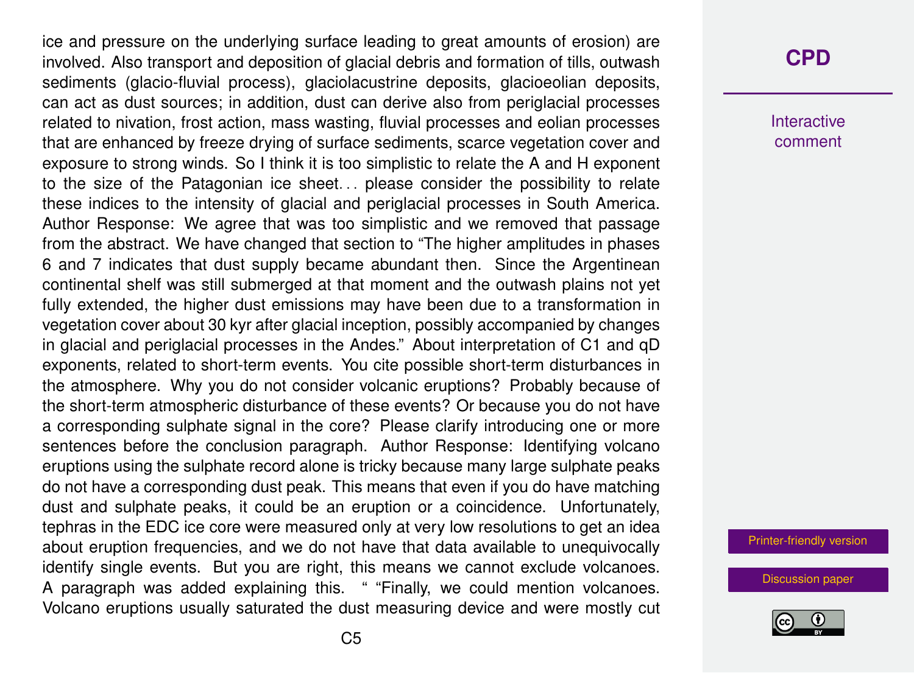ice and pressure on the underlying surface leading to great amounts of erosion) are involved. Also transport and deposition of glacial debris and formation of tills, outwash sediments (glacio-fluvial process), glaciolacustrine deposits, glacioeolian deposits, can act as dust sources; in addition, dust can derive also from periglacial processes related to nivation, frost action, mass wasting, fluvial processes and eolian processes that are enhanced by freeze drying of surface sediments, scarce vegetation cover and exposure to strong winds. So I think it is too simplistic to relate the A and H exponent to the size of the Patagonian ice sheet. . . please consider the possibility to relate these indices to the intensity of glacial and periglacial processes in South America. Author Response: We agree that was too simplistic and we removed that passage from the abstract. We have changed that section to "The higher amplitudes in phases 6 and 7 indicates that dust supply became abundant then. Since the Argentinean continental shelf was still submerged at that moment and the outwash plains not yet fully extended, the higher dust emissions may have been due to a transformation in vegetation cover about 30 kyr after glacial inception, possibly accompanied by changes in glacial and periglacial processes in the Andes." About interpretation of C1 and qD exponents, related to short-term events. You cite possible short-term disturbances in the atmosphere. Why you do not consider volcanic eruptions? Probably because of the short-term atmospheric disturbance of these events? Or because you do not have a corresponding sulphate signal in the core? Please clarify introducing one or more sentences before the conclusion paragraph. Author Response: Identifying volcano eruptions using the sulphate record alone is tricky because many large sulphate peaks do not have a corresponding dust peak. This means that even if you do have matching dust and sulphate peaks, it could be an eruption or a coincidence. Unfortunately, tephras in the EDC ice core were measured only at very low resolutions to get an idea about eruption frequencies, and we do not have that data available to unequivocally identify single events. But you are right, this means we cannot exclude volcanoes. A paragraph was added explaining this. " "Finally, we could mention volcanoes. Volcano eruptions usually saturated the dust measuring device and were mostly cut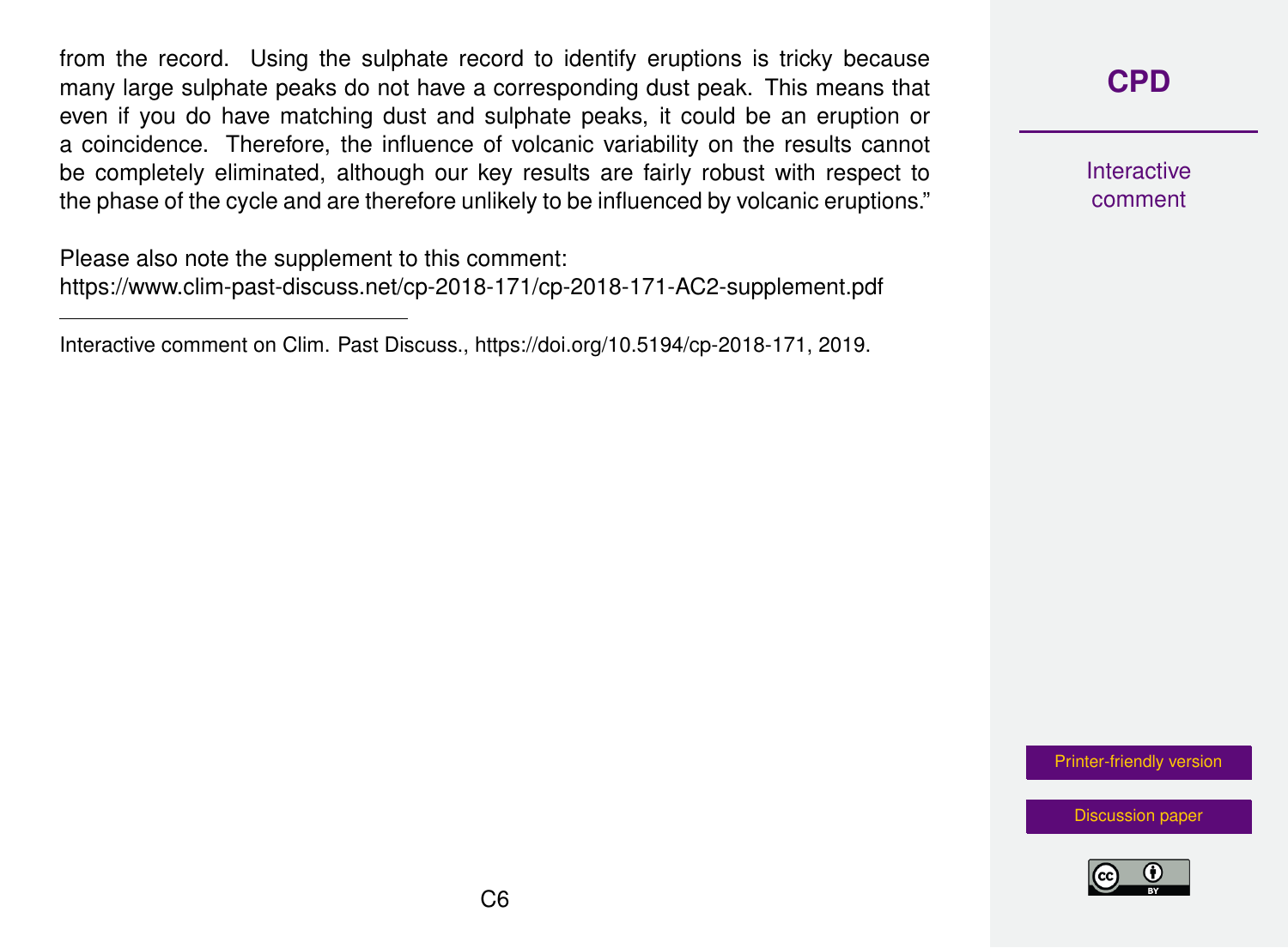from the record. Using the sulphate record to identify eruptions is tricky because many large sulphate peaks do not have a corresponding dust peak. This means that even if you do have matching dust and sulphate peaks, it could be an eruption or a coincidence. Therefore, the influence of volcanic variability on the results cannot be completely eliminated, although our key results are fairly robust with respect to the phase of the cycle and are therefore unlikely to be influenced by volcanic eruptions."

Please also note the supplement to this comment:
https://www.clim-past-discuss.net/cp-2018-171/cp-2018-171-AC2-supplement.pdf

---

Interactive comment on Clim. Past Discuss., https://doi.org/10.5194/cp-2018-171, 2019.